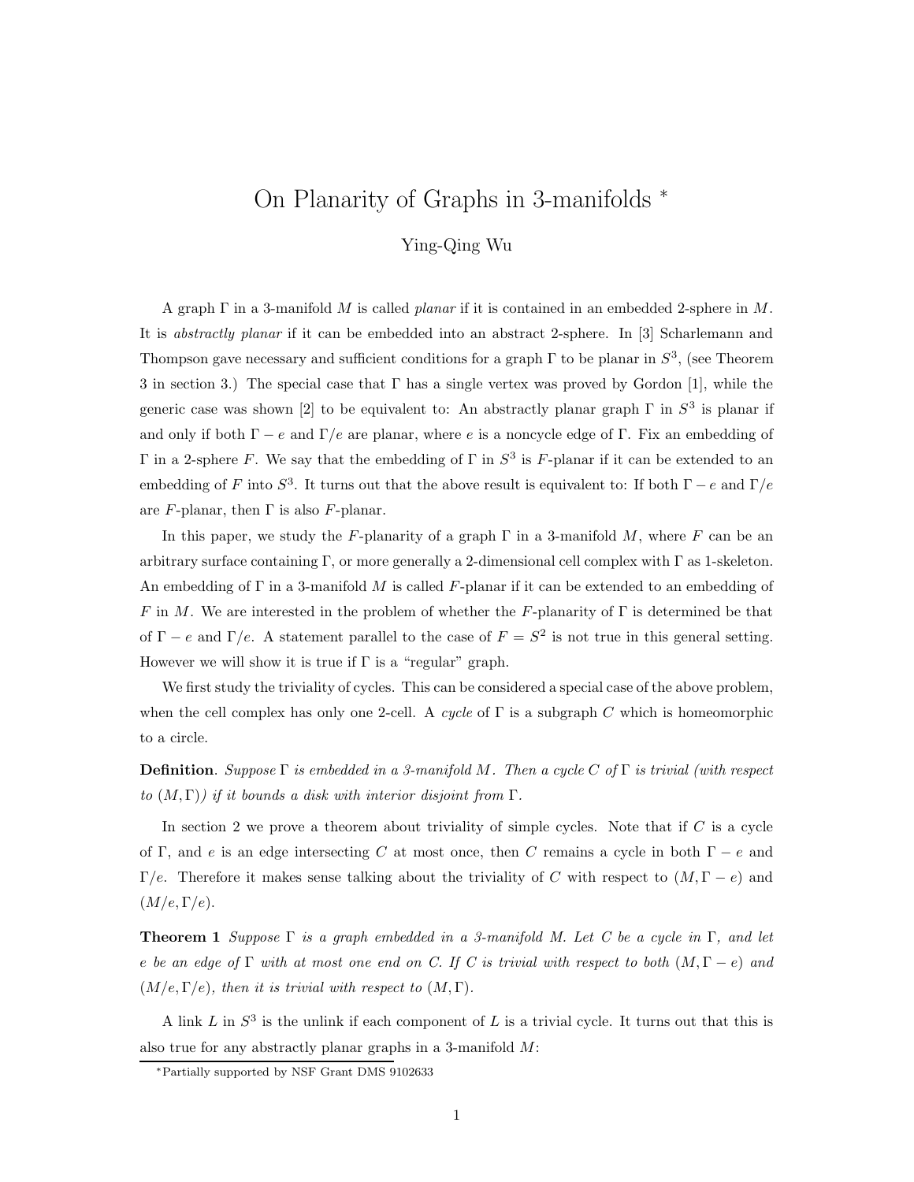# On Planarity of Graphs in 3-manifolds *

Ying-Qing Wu

A graph $\Gamma$ in a 3-manifold $M$ is called *planar* if it is contained in an embedded 2-sphere in $M$. It is *abstractly planar* if it can be embedded into an abstract 2-sphere. In [3] Scharlemann and Thompson gave necessary and sufficient conditions for a graph $\Gamma$ to be planar in $S^3$, (see Theorem 3 in section 3.) The special case that $\Gamma$ has a single vertex was proved by Gordon [1], while the generic case was shown [2] to be equivalent to: An abstractly planar graph $\Gamma$ in $S^3$ is planar if and only if both $\Gamma - e$ and $\Gamma/e$ are planar, where $e$ is a noncycle edge of $\Gamma$. Fix an embedding of $\Gamma$ in a 2-sphere $F$. We say that the embedding of $\Gamma$ in $S^3$ is $F$-planar if it can be extended to an embedding of $F$ into $S^3$. It turns out that the above result is equivalent to: If both $\Gamma - e$ and $\Gamma/e$ are $F$-planar, then $\Gamma$ is also $F$-planar.

In this paper, we study the $F$-planarity of a graph $\Gamma$ in a 3-manifold $M$, where $F$ can be an arbitrary surface containing $\Gamma$, or more generally a 2-dimensional cell complex with $\Gamma$ as 1-skeleton. An embedding of $\Gamma$ in a 3-manifold $M$ is called $F$-planar if it can be extended to an embedding of $F$ in $M$. We are interested in the problem of whether the $F$-planarity of $\Gamma$ is determined be that of $\Gamma - e$ and $\Gamma/e$. A statement parallel to the case of $F = S^2$ is not true in this general setting. However we will show it is true if $\Gamma$ is a "regular" graph.

We first study the triviality of cycles. This can be considered a special case of the above problem, when the cell complex has only one 2-cell. A *cycle* of $\Gamma$ is a subgraph $C$ which is homeomorphic to a circle.

**Definition**. *Suppose $\Gamma$ is embedded in a 3-manifold $M$. Then a cycle $C$ of $\Gamma$ is trivial (with respect to $(M, \Gamma)$) if it bounds a disk with interior disjoint from $\Gamma$.*

In section 2 we prove a theorem about triviality of simple cycles. Note that if $C$ is a cycle of $\Gamma$, and $e$ is an edge intersecting $C$ at most once, then $C$ remains a cycle in both $\Gamma - e$ and $\Gamma/e$. Therefore it makes sense talking about the triviality of $C$ with respect to $(M, \Gamma - e)$ and $(M/e, \Gamma/e)$.

**Theorem 1** *Suppose $\Gamma$ is a graph embedded in a 3-manifold M. Let $C$ be a cycle in $\Gamma$, and let $e$ be an edge of $\Gamma$ with at most one end on $C$. If $C$ is trivial with respect to both $(M, \Gamma - e)$ and $(M/e, \Gamma/e)$, then it is trivial with respect to $(M, \Gamma)$.*

A link $L$ in $S^3$ is the unlink if each component of $L$ is a trivial cycle. It turns out that this is also true for any abstractly planar graphs in a 3-manifold $M$:

*Partially supported by NSF Grant DMS 9102633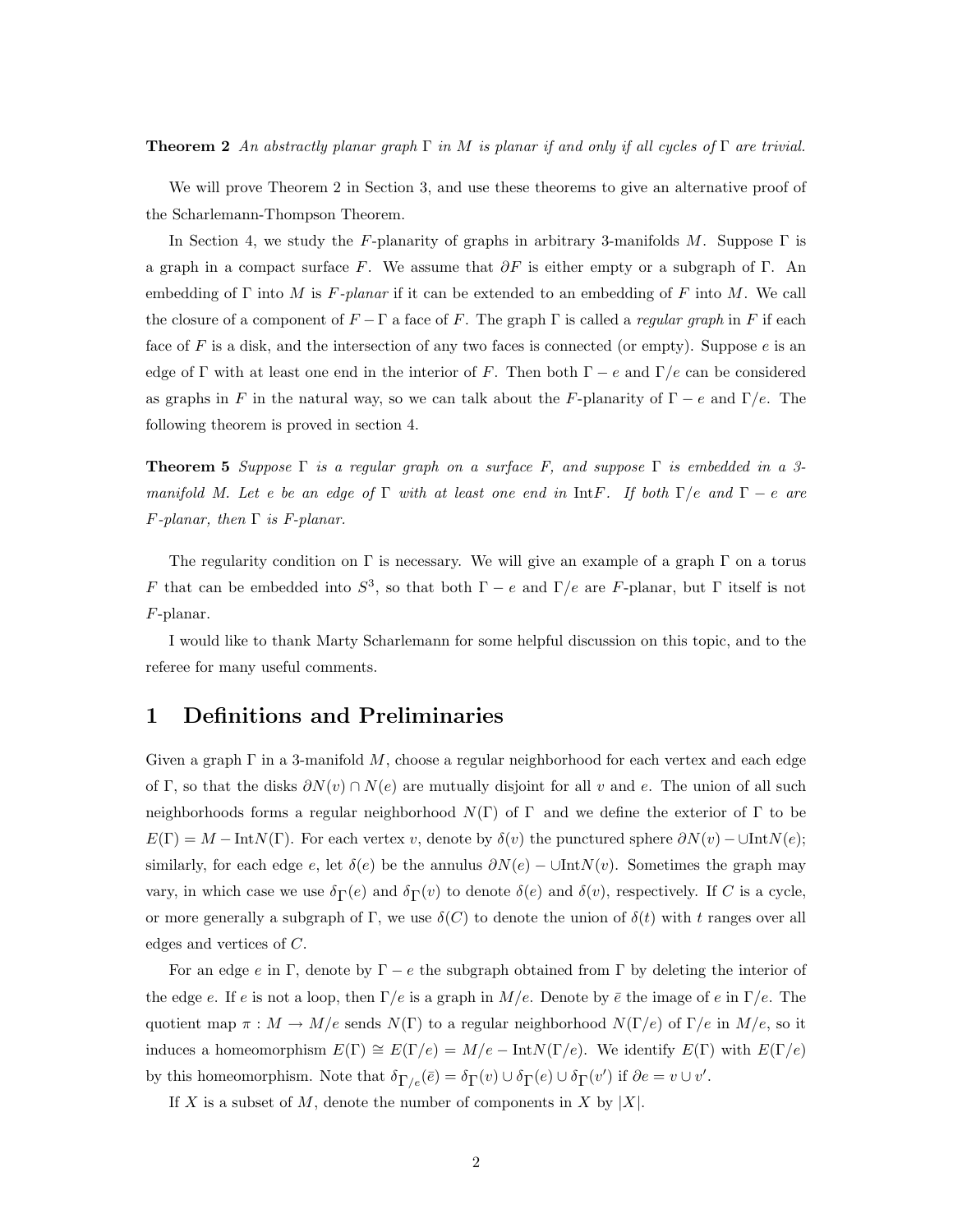**Theorem 2** *An abstractly planar graph $\Gamma$ in $M$ is planar if and only if all cycles of $\Gamma$ are trivial.*

We will prove Theorem 2 in Section 3, and use these theorems to give an alternative proof of the Scharlemann-Thompson Theorem.

In Section 4, we study the $F$-planarity of graphs in arbitrary 3-manifolds $M$. Suppose $\Gamma$ is a graph in a compact surface $F$. We assume that $\partial F$ is either empty or a subgraph of $\Gamma$. An embedding of $\Gamma$ into $M$ is *$F$-planar* if it can be extended to an embedding of $F$ into $M$. We call the closure of a component of $F - \Gamma$ a face of $F$. The graph $\Gamma$ is called a *regular graph* in $F$ if each face of $F$ is a disk, and the intersection of any two faces is connected (or empty). Suppose $e$ is an edge of $\Gamma$ with at least one end in the interior of $F$. Then both $\Gamma - e$ and $\Gamma/e$ can be considered as graphs in $F$ in the natural way, so we can talk about the $F$-planarity of $\Gamma - e$ and $\Gamma/e$. The following theorem is proved in section 4.

**Theorem 5** *Suppose $\Gamma$ is a regular graph on a surface $F$, and suppose $\Gamma$ is embedded in a 3-manifold $M$. Let $e$ be an edge of $\Gamma$ with at least one end in $\text{Int}F$. If both $\Gamma/e$ and $\Gamma - e$ are $F$-planar, then $\Gamma$ is $F$-planar.*

The regularity condition on $\Gamma$ is necessary. We will give an example of a graph $\Gamma$ on a torus $F$ that can be embedded into $S^3$, so that both $\Gamma - e$ and $\Gamma/e$ are $F$-planar, but $\Gamma$ itself is not $F$-planar.

I would like to thank Marty Scharlemann for some helpful discussion on this topic, and to the referee for many useful comments.

# 1 Definitions and Preliminaries

Given a graph $\Gamma$ in a 3-manifold $M$, choose a regular neighborhood for each vertex and each edge of $\Gamma$, so that the disks $\partial N(v) \cap N(e)$ are mutually disjoint for all $v$ and $e$. The union of all such neighborhoods forms a regular neighborhood $N(\Gamma)$ of $\Gamma$ and we define the exterior of $\Gamma$ to be $E(\Gamma) = M - \text{Int}N(\Gamma)$. For each vertex $v$, denote by $\delta(v)$ the punctured sphere $\partial N(v) - \cup \text{Int}N(e)$; similarly, for each edge $e$, let $\delta(e)$ be the annulus $\partial N(e) - \cup \text{Int}N(v)$. Sometimes the graph may vary, in which case we use $\delta_\Gamma(e)$ and $\delta_\Gamma(v)$ to denote $\delta(e)$ and $\delta(v)$, respectively. If $C$ is a cycle, or more generally a subgraph of $\Gamma$, we use $\delta(C)$ to denote the union of $\delta(t)$ with $t$ ranges over all edges and vertices of $C$.

For an edge $e$ in $\Gamma$, denote by $\Gamma - e$ the subgraph obtained from $\Gamma$ by deleting the interior of the edge $e$. If $e$ is not a loop, then $\Gamma/e$ is a graph in $M/e$. Denote by $\bar{e}$ the image of $e$ in $\Gamma/e$. The quotient map $\pi : M \to M/e$ sends $N(\Gamma)$ to a regular neighborhood $N(\Gamma/e)$ of $\Gamma/e$ in $M/e$, so it induces a homeomorphism $E(\Gamma) \cong E(\Gamma/e) = M/e - \text{Int}N(\Gamma/e)$. We identify $E(\Gamma)$ with $E(\Gamma/e)$ by this homeomorphism. Note that $\delta_{\Gamma/e}(\bar{e}) = \delta_\Gamma(v) \cup \delta_\Gamma(e) \cup \delta_\Gamma(v')$ if $\partial e = v \cup v'$.

If $X$ is a subset of $M$, denote the number of components in $X$ by $|X|$.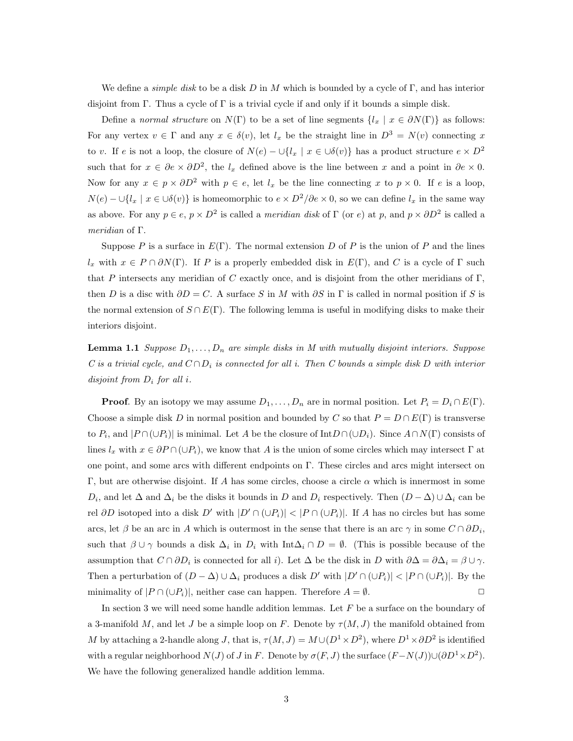We define a *simple disk* to be a disk $D$ in $M$ which is bounded by a cycle of $\Gamma$, and has interior disjoint from $\Gamma$. Thus a cycle of $\Gamma$ is a trivial cycle if and only if it bounds a simple disk.

Define a *normal structure* on $N(\Gamma)$ to be a set of line segments $\{l_x \mid x \in \partial N(\Gamma)\}$ as follows: For any vertex $v \in \Gamma$ and any $x \in \delta(v)$, let $l_x$ be the straight line in $D^3 = N(v)$ connecting $x$ to $v$. If $e$ is not a loop, the closure of $N(e) - \cup\{l_x \mid x \in \cup\delta(v)\}$ has a product structure $e \times D^2$ such that for $x \in \partial e \times \partial D^2$, the $l_x$ defined above is the line between $x$ and a point in $\partial e \times 0$. Now for any $x \in p \times \partial D^2$ with $p \in e$, let $l_x$ be the line connecting $x$ to $p \times 0$. If $e$ is a loop, $N(e) - \cup\{l_x \mid x \in \cup\delta(v)\}$ is homeomorphic to $e \times D^2/\partial e \times 0$, so we can define $l_x$ in the same way as above. For any $p \in e$, $p \times D^2$ is called a *meridian disk* of $\Gamma$ (or $e$) at $p$, and $p \times \partial D^2$ is called a *meridian* of $\Gamma$.

Suppose $P$ is a surface in $E(\Gamma)$. The normal extension $D$ of $P$ is the union of $P$ and the lines $l_x$ with $x \in P \cap \partial N(\Gamma)$. If $P$ is a properly embedded disk in $E(\Gamma)$, and $C$ is a cycle of $\Gamma$ such that $P$ intersects any meridian of $C$ exactly once, and is disjoint from the other meridians of $\Gamma$, then $D$ is a disc with $\partial D = C$. A surface $S$ in $M$ with $\partial S$ in $\Gamma$ is called in normal position if $S$ is the normal extension of $S \cap E(\Gamma)$. The following lemma is useful in modifying disks to make their interiors disjoint.

**Lemma 1.1** *Suppose $D_1, \ldots, D_n$ are simple disks in $M$ with mutually disjoint interiors. Suppose $C$ is a trivial cycle, and $C \cap D_i$ is connected for all $i$. Then $C$ bounds a simple disk $D$ with interior disjoint from $D_i$ for all $i$.*

**Proof**. By an isotopy we may assume $D_1, \ldots, D_n$ are in normal position. Let $P_i = D_i \cap E(\Gamma)$. Choose a simple disk $D$ in normal position and bounded by $C$ so that $P = D \cap E(\Gamma)$ is transverse to $P_i$, and $|P \cap (\cup P_i)|$ is minimal. Let $A$ be the closure of $\text{Int}D \cap (\cup D_i)$. Since $A \cap N(\Gamma)$ consists of lines $l_x$ with $x \in \partial P \cap (\cup P_i)$, we know that $A$ is the union of some circles which may intersect $\Gamma$ at one point, and some arcs with different endpoints on $\Gamma$. These circles and arcs might intersect on $\Gamma$, but are otherwise disjoint. If $A$ has some circles, choose a circle $\alpha$ which is innermost in some $D_i$, and let $\Delta$ and $\Delta_i$ be the disks it bounds in $D$ and $D_i$ respectively. Then $(D - \Delta) \cup \Delta_i$ can be rel $\partial D$ isotoped into a disk $D'$ with $|D' \cap (\cup P_i)| < |P \cap (\cup P_i)|$. If $A$ has no circles but has some arcs, let $\beta$ be an arc in $A$ which is outermost in the sense that there is an arc $\gamma$ in some $C \cap \partial D_i$, such that $\beta \cup \gamma$ bounds a disk $\Delta_i$ in $D_i$ with $\text{Int}\Delta_i \cap D = \emptyset$. (This is possible because of the assumption that $C \cap \partial D_i$ is connected for all $i$). Let $\Delta$ be the disk in $D$ with $\partial \Delta = \partial \Delta_i = \beta \cup \gamma$. Then a perturbation of $(D - \Delta) \cup \Delta_i$ produces a disk $D'$ with $|D' \cap (\cup P_i)| < |P \cap (\cup P_i)|$. By the minimality of $|P \cap (\cup P_i)|$, neither case can happen. Therefore $A = \emptyset$. □

In section 3 we will need some handle addition lemmas. Let $F$ be a surface on the boundary of a 3-manifold $M$, and let $J$ be a simple loop on $F$. Denote by $\tau(M, J)$ the manifold obtained from $M$ by attaching a 2-handle along $J$, that is, $\tau(M, J) = M \cup (D^1 \times D^2)$, where $D^1 \times \partial D^2$ is identified with a regular neighborhood $N(J)$ of $J$ in $F$. Denote by $\sigma(F, J)$ the surface $(F - N(J)) \cup (\partial D^1 \times D^2)$. We have the following generalized handle addition lemma.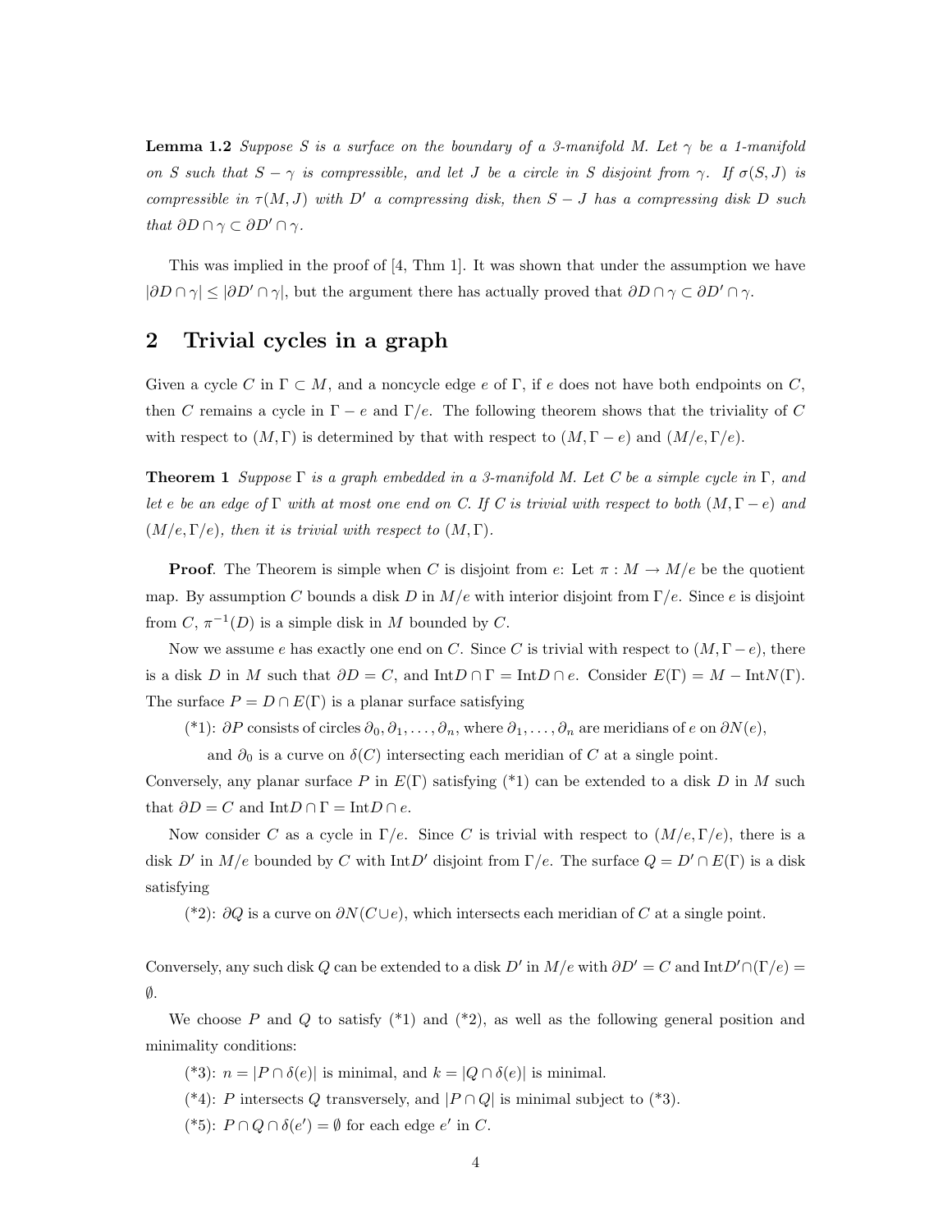**Lemma 1.2** *Suppose $S$ is a surface on the boundary of a 3-manifold $M$. Let $\gamma$ be a 1-manifold on $S$ such that $S - \gamma$ is compressible, and let $J$ be a circle in $S$ disjoint from $\gamma$. If $\sigma(S, J)$ is compressible in $\tau(M, J)$ with $D'$ a compressing disk, then $S - J$ has a compressing disk $D$ such that $\partial D \cap \gamma \subset \partial D' \cap \gamma$.*

This was implied in the proof of [4, Thm 1]. It was shown that under the assumption we have $|\partial D \cap \gamma| \leq |\partial D' \cap \gamma|$, but the argument there has actually proved that $\partial D \cap \gamma \subset \partial D' \cap \gamma$.

## 2 Trivial cycles in a graph

Given a cycle $C$ in $\Gamma \subset M$, and a noncycle edge $e$ of $\Gamma$, if $e$ does not have both endpoints on $C$, then $C$ remains a cycle in $\Gamma - e$ and $\Gamma/e$. The following theorem shows that the triviality of $C$ with respect to $(M, \Gamma)$ is determined by that with respect to $(M, \Gamma - e)$ and $(M/e, \Gamma/e)$.

**Theorem 1** *Suppose $\Gamma$ is a graph embedded in a 3-manifold $M$. Let $C$ be a simple cycle in $\Gamma$, and let $e$ be an edge of $\Gamma$ with at most one end on $C$. If $C$ is trivial with respect to both $(M, \Gamma - e)$ and $(M/e, \Gamma/e)$, then it is trivial with respect to $(M, \Gamma)$.*

**Proof**. The Theorem is simple when $C$ is disjoint from $e$: Let $\pi : M \to M/e$ be the quotient map. By assumption $C$ bounds a disk $D$ in $M/e$ with interior disjoint from $\Gamma/e$. Since $e$ is disjoint from $C$, $\pi^{-1}(D)$ is a simple disk in $M$ bounded by $C$.

Now we assume $e$ has exactly one end on $C$. Since $C$ is trivial with respect to $(M, \Gamma - e)$, there is a disk $D$ in $M$ such that $\partial D = C$, and $\text{Int}D \cap \Gamma = \text{Int}D \cap e$. Consider $E(\Gamma) = M - \text{Int}N(\Gamma)$. The surface $P = D \cap E(\Gamma)$ is a planar surface satisfying

(*1): $\partial P$ consists of circles $\partial_0, \partial_1, \ldots, \partial_n$, where $\partial_1, \ldots, \partial_n$ are meridians of $e$ on $\partial N(e)$, and $\partial_0$ is a curve on $\delta(C)$ intersecting each meridian of $C$ at a single point.

Conversely, any planar surface $P$ in $E(\Gamma)$ satisfying (*1) can be extended to a disk $D$ in $M$ such that $\partial D = C$ and $\text{Int}D \cap \Gamma = \text{Int}D \cap e$.

Now consider $C$ as a cycle in $\Gamma/e$. Since $C$ is trivial with respect to $(M/e, \Gamma/e)$, there is a disk $D'$ in $M/e$ bounded by $C$ with $\text{Int}D'$ disjoint from $\Gamma/e$. The surface $Q = D' \cap E(\Gamma)$ is a disk satisfying

(*2): $\partial Q$ is a curve on $\partial N(C \cup e)$, which intersects each meridian of $C$ at a single point.

Conversely, any such disk $Q$ can be extended to a disk $D'$ in $M/e$ with $\partial D' = C$ and $\text{Int}D' \cap (\Gamma/e) = \emptyset$.

We choose $P$ and $Q$ to satisfy (*1) and (*2), as well as the following general position and minimality conditions:

(*3): $n = |P \cap \delta(e)|$ is minimal, and $k = |Q \cap \delta(e)|$ is minimal.

(*4): $P$ intersects $Q$ transversely, and $|P \cap Q|$ is minimal subject to (*3).

(*5): $P \cap Q \cap \delta(e') = \emptyset$ for each edge $e'$ in $C$.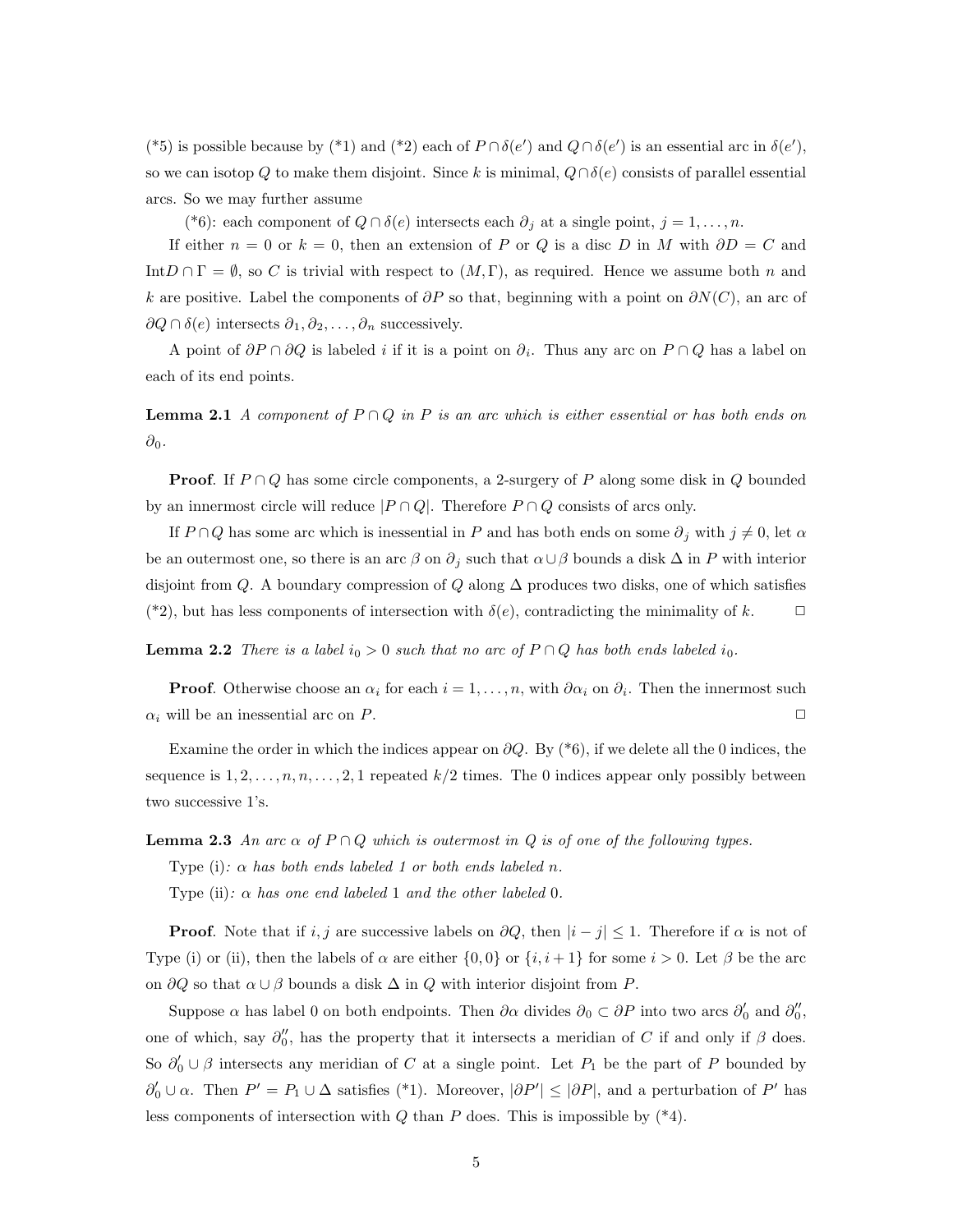(*5) is possible because by (*1) and (*2) each of $P \cap \delta(e')$ and $Q \cap \delta(e')$ is an essential arc in $\delta(e')$, so we can isotop $Q$ to make them disjoint. Since $k$ is minimal, $Q \cap \delta(e)$ consists of parallel essential arcs. So we may further assume

(*6): each component of $Q \cap \delta(e)$ intersects each $\partial_j$ at a single point, $j = 1, \ldots, n$.

If either $n = 0$ or $k = 0$, then an extension of $P$ or $Q$ is a disc $D$ in $M$ with $\partial D = C$ and $\mathrm{Int} D \cap \Gamma = \emptyset$, so $C$ is trivial with respect to $(M, \Gamma)$, as required. Hence we assume both $n$ and $k$ are positive. Label the components of $\partial P$ so that, beginning with a point on $\partial N(C)$, an arc of $\partial Q \cap \delta(e)$ intersects $\partial_1, \partial_2, \ldots, \partial_n$ successively.

A point of $\partial P \cap \partial Q$ is labeled $i$ if it is a point on $\partial_i$. Thus any arc on $P \cap Q$ has a label on each of its end points.

**Lemma 2.1** *A component of $P \cap Q$ in $P$ is an arc which is either essential or has both ends on $\partial_0$.*

**Proof**. If $P \cap Q$ has some circle components, a 2-surgery of $P$ along some disk in $Q$ bounded by an innermost circle will reduce $|P \cap Q|$. Therefore $P \cap Q$ consists of arcs only.

If $P \cap Q$ has some arc which is inessential in $P$ and has both ends on some $\partial_j$ with $j \neq 0$, let $\alpha$ be an outermost one, so there is an arc $\beta$ on $\partial_j$ such that $\alpha \cup \beta$ bounds a disk $\Delta$ in $P$ with interior disjoint from $Q$. A boundary compression of $Q$ along $\Delta$ produces two disks, one of which satisfies (*2), but has less components of intersection with $\delta(e)$, contradicting the minimality of $k$. $\square$

**Lemma 2.2** *There is a label $i_0 > 0$ such that no arc of $P \cap Q$ has both ends labeled $i_0$.*

**Proof**. Otherwise choose an $\alpha_i$ for each $i = 1, \ldots, n$, with $\partial \alpha_i$ on $\partial_i$. Then the innermost such $\alpha_i$ will be an inessential arc on $P$. $\square$

Examine the order in which the indices appear on $\partial Q$. By (*6), if we delete all the 0 indices, the sequence is $1, 2, \ldots, n, n, \ldots, 2, 1$ repeated $k/2$ times. The 0 indices appear only possibly between two successive 1's.

**Lemma 2.3** *An arc $\alpha$ of $P \cap Q$ which is outermost in $Q$ is of one of the following types.*

Type (i)*: $\alpha$ has both ends labeled 1 or both ends labeled $n$.*

Type (ii)*: $\alpha$ has one end labeled 1 and the other labeled 0.*

**Proof**. Note that if $i, j$ are successive labels on $\partial Q$, then $|i - j| \leq 1$. Therefore if $\alpha$ is not of Type (i) or (ii), then the labels of $\alpha$ are either $\{0, 0\}$ or $\{i, i+1\}$ for some $i > 0$. Let $\beta$ be the arc on $\partial Q$ so that $\alpha \cup \beta$ bounds a disk $\Delta$ in $Q$ with interior disjoint from $P$.

Suppose $\alpha$ has label 0 on both endpoints. Then $\partial \alpha$ divides $\partial_0 \subset \partial P$ into two arcs $\partial_0'$ and $\partial_0''$, one of which, say $\partial_0''$, has the property that it intersects a meridian of $C$ if and only if $\beta$ does. So $\partial_0' \cup \beta$ intersects any meridian of $C$ at a single point. Let $P_1$ be the part of $P$ bounded by $\partial_0' \cup \alpha$. Then $P' = P_1 \cup \Delta$ satisfies (*1). Moreover, $|\partial P'| \leq |\partial P|$, and a perturbation of $P'$ has less components of intersection with $Q$ than $P$ does. This is impossible by (*4).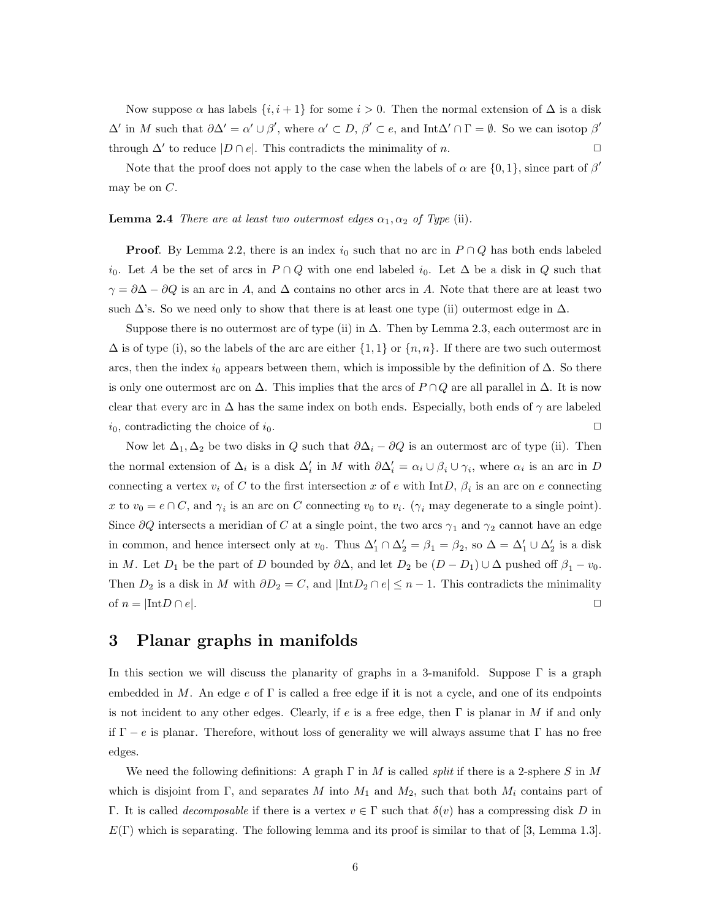Now suppose $\alpha$ has labels $\{i, i+1\}$ for some $i > 0$. Then the normal extension of $\Delta$ is a disk $\Delta'$ in $M$ such that $\partial\Delta' = \alpha' \cup \beta'$, where $\alpha' \subset D$, $\beta' \subset e$, and $\text{Int}\Delta' \cap \Gamma = \emptyset$. So we can isotop $\beta'$ through $\Delta'$ to reduce $|D \cap e|$. This contradicts the minimality of $n$. $\square$

Note that the proof does not apply to the case when the labels of $\alpha$ are $\{0, 1\}$, since part of $\beta'$ may be on $C$.

**Lemma 2.4** *There are at least two outermost edges $\alpha_1, \alpha_2$ of Type* (ii)*.*

**Proof**. By Lemma 2.2, there is an index $i_0$ such that no arc in $P \cap Q$ has both ends labeled $i_0$. Let $A$ be the set of arcs in $P \cap Q$ with one end labeled $i_0$. Let $\Delta$ be a disk in $Q$ such that $\gamma = \partial\Delta - \partial Q$ is an arc in $A$, and $\Delta$ contains no other arcs in $A$. Note that there are at least two such $\Delta$'s. So we need only to show that there is at least one type (ii) outermost edge in $\Delta$.

Suppose there is no outermost arc of type (ii) in $\Delta$. Then by Lemma 2.3, each outermost arc in $\Delta$ is of type (i), so the labels of the arc are either $\{1, 1\}$ or $\{n, n\}$. If there are two such outermost arcs, then the index $i_0$ appears between them, which is impossible by the definition of $\Delta$. So there is only one outermost arc on $\Delta$. This implies that the arcs of $P \cap Q$ are all parallel in $\Delta$. It is now clear that every arc in $\Delta$ has the same index on both ends. Especially, both ends of $\gamma$ are labeled $i_0$, contradicting the choice of $i_0$. $\square$

Now let $\Delta_1, \Delta_2$ be two disks in $Q$ such that $\partial\Delta_i - \partial Q$ is an outermost arc of type (ii). Then the normal extension of $\Delta_i$ is a disk $\Delta'_i$ in $M$ with $\partial\Delta'_i = \alpha_i \cup \beta_i \cup \gamma_i$, where $\alpha_i$ is an arc in $D$ connecting a vertex $v_i$ of $C$ to the first intersection $x$ of $e$ with $\text{Int}D$, $\beta_i$ is an arc on $e$ connecting $x$ to $v_0 = e \cap C$, and $\gamma_i$ is an arc on $C$ connecting $v_0$ to $v_i$. ($\gamma_i$ may degenerate to a single point). Since $\partial Q$ intersects a meridian of $C$ at a single point, the two arcs $\gamma_1$ and $\gamma_2$ cannot have an edge in common, and hence intersect only at $v_0$. Thus $\Delta'_1 \cap \Delta'_2 = \beta_1 = \beta_2$, so $\Delta = \Delta'_1 \cup \Delta'_2$ is a disk in $M$. Let $D_1$ be the part of $D$ bounded by $\partial\Delta$, and let $D_2$ be $(D - D_1) \cup \Delta$ pushed off $\beta_1 - v_0$. Then $D_2$ is a disk in $M$ with $\partial D_2 = C$, and $|\text{Int}D_2 \cap e| \le n - 1$. This contradicts the minimality of $n = |\text{Int}D \cap e|$. $\square$

# 3 Planar graphs in manifolds

In this section we will discuss the planarity of graphs in a 3-manifold. Suppose $\Gamma$ is a graph embedded in $M$. An edge $e$ of $\Gamma$ is called a free edge if it is not a cycle, and one of its endpoints is not incident to any other edges. Clearly, if $e$ is a free edge, then $\Gamma$ is planar in $M$ if and only if $\Gamma - e$ is planar. Therefore, without loss of generality we will always assume that $\Gamma$ has no free edges.

We need the following definitions: A graph $\Gamma$ in $M$ is called *split* if there is a 2-sphere $S$ in $M$ which is disjoint from $\Gamma$, and separates $M$ into $M_1$ and $M_2$, such that both $M_i$ contains part of $\Gamma$. It is called *decomposable* if there is a vertex $v \in \Gamma$ such that $\delta(v)$ has a compressing disk $D$ in $E(\Gamma)$ which is separating. The following lemma and its proof is similar to that of [3, Lemma 1.3].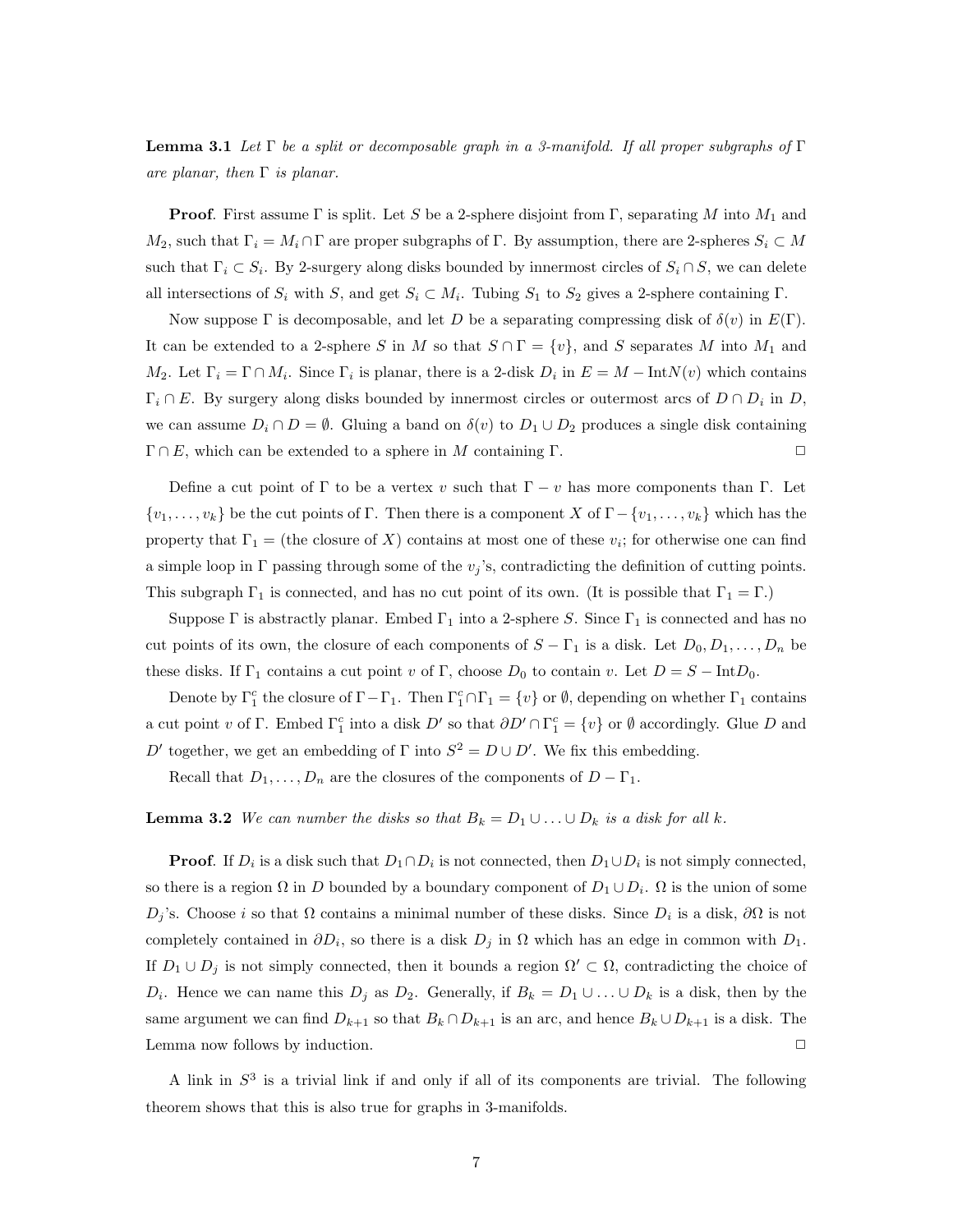**Lemma 3.1** *Let $\Gamma$ be a split or decomposable graph in a 3-manifold. If all proper subgraphs of $\Gamma$ are planar, then $\Gamma$ is planar.*

**Proof**. First assume $\Gamma$ is split. Let $S$ be a 2-sphere disjoint from $\Gamma$, separating $M$ into $M_1$ and $M_2$, such that $\Gamma_i = M_i \cap \Gamma$ are proper subgraphs of $\Gamma$. By assumption, there are 2-spheres $S_i \subset M$ such that $\Gamma_i \subset S_i$. By 2-surgery along disks bounded by innermost circles of $S_i \cap S$, we can delete all intersections of $S_i$ with $S$, and get $S_i \subset M_i$. Tubing $S_1$ to $S_2$ gives a 2-sphere containing $\Gamma$.

Now suppose $\Gamma$ is decomposable, and let $D$ be a separating compressing disk of $\delta(v)$ in $E(\Gamma)$. It can be extended to a 2-sphere $S$ in $M$ so that $S \cap \Gamma = \{v\}$, and $S$ separates $M$ into $M_1$ and $M_2$. Let $\Gamma_i = \Gamma \cap M_i$. Since $\Gamma_i$ is planar, there is a 2-disk $D_i$ in $E = M - \text{Int}N(v)$ which contains $\Gamma_i \cap E$. By surgery along disks bounded by innermost circles or outermost arcs of $D \cap D_i$ in $D$, we can assume $D_i \cap D = \emptyset$. Gluing a band on $\delta(v)$ to $D_1 \cup D_2$ produces a single disk containing $\Gamma \cap E$, which can be extended to a sphere in $M$ containing $\Gamma$. □

Define a cut point of $\Gamma$ to be a vertex $v$ such that $\Gamma - v$ has more components than $\Gamma$. Let $\{v_1, \ldots, v_k\}$ be the cut points of $\Gamma$. Then there is a component $X$ of $\Gamma - \{v_1, \ldots, v_k\}$ which has the property that $\Gamma_1 =$ (the closure of $X$) contains at most one of these $v_i$; for otherwise one can find a simple loop in $\Gamma$ passing through some of the $v_j$'s, contradicting the definition of cutting points. This subgraph $\Gamma_1$ is connected, and has no cut point of its own. (It is possible that $\Gamma_1 = \Gamma$.)

Suppose $\Gamma$ is abstractly planar. Embed $\Gamma_1$ into a 2-sphere $S$. Since $\Gamma_1$ is connected and has no cut points of its own, the closure of each components of $S - \Gamma_1$ is a disk. Let $D_0, D_1, \ldots, D_n$ be these disks. If $\Gamma_1$ contains a cut point $v$ of $\Gamma$, choose $D_0$ to contain $v$. Let $D = S - \text{Int}D_0$.

Denote by $\Gamma_1^c$ the closure of $\Gamma - \Gamma_1$. Then $\Gamma_1^c \cap \Gamma_1 = \{v\}$ or $\emptyset$, depending on whether $\Gamma_1$ contains a cut point $v$ of $\Gamma$. Embed $\Gamma_1^c$ into a disk $D'$ so that $\partial D' \cap \Gamma_1^c = \{v\}$ or $\emptyset$ accordingly. Glue $D$ and $D'$ together, we get an embedding of $\Gamma$ into $S^2 = D \cup D'$. We fix this embedding.

Recall that $D_1, \ldots, D_n$ are the closures of the components of $D - \Gamma_1$.

**Lemma 3.2** *We can number the disks so that $B_k = D_1 \cup \ldots \cup D_k$ is a disk for all $k$.*

**Proof**. If $D_i$ is a disk such that $D_1 \cap D_i$ is not connected, then $D_1 \cup D_i$ is not simply connected, so there is a region $\Omega$ in $D$ bounded by a boundary component of $D_1 \cup D_i$. $\Omega$ is the union of some $D_j$'s. Choose $i$ so that $\Omega$ contains a minimal number of these disks. Since $D_i$ is a disk, $\partial\Omega$ is not completely contained in $\partial D_i$, so there is a disk $D_j$ in $\Omega$ which has an edge in common with $D_1$. If $D_1 \cup D_j$ is not simply connected, then it bounds a region $\Omega' \subset \Omega$, contradicting the choice of $D_i$. Hence we can name this $D_j$ as $D_2$. Generally, if $B_k = D_1 \cup \ldots \cup D_k$ is a disk, then by the same argument we can find $D_{k+1}$ so that $B_k \cap D_{k+1}$ is an arc, and hence $B_k \cup D_{k+1}$ is a disk. The Lemma now follows by induction. □

A link in $S^3$ is a trivial link if and only if all of its components are trivial. The following theorem shows that this is also true for graphs in 3-manifolds.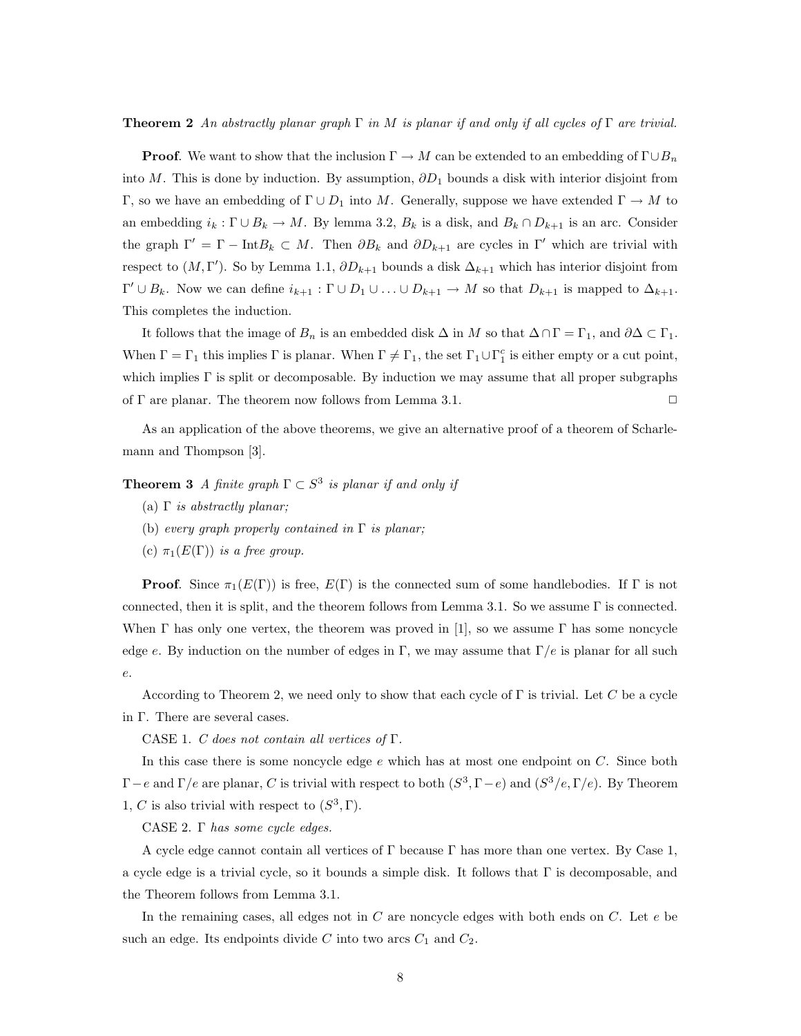**Theorem 2** *An abstractly planar graph $\Gamma$ in $M$ is planar if and only if all cycles of $\Gamma$ are trivial.*

**Proof**. We want to show that the inclusion $\Gamma \to M$ can be extended to an embedding of $\Gamma \cup B_n$ into $M$. This is done by induction. By assumption, $\partial D_1$ bounds a disk with interior disjoint from $\Gamma$, so we have an embedding of $\Gamma \cup D_1$ into $M$. Generally, suppose we have extended $\Gamma \to M$ to an embedding $i_k : \Gamma \cup B_k \to M$. By lemma 3.2, $B_k$ is a disk, and $B_k \cap D_{k+1}$ is an arc. Consider the graph $\Gamma' = \Gamma - \mathrm{Int} B_k \subset M$. Then $\partial B_k$ and $\partial D_{k+1}$ are cycles in $\Gamma'$ which are trivial with respect to $(M, \Gamma')$. So by Lemma 1.1, $\partial D_{k+1}$ bounds a disk $\Delta_{k+1}$ which has interior disjoint from $\Gamma' \cup B_k$. Now we can define $i_{k+1} : \Gamma \cup D_1 \cup \ldots \cup D_{k+1} \to M$ so that $D_{k+1}$ is mapped to $\Delta_{k+1}$. This completes the induction.

It follows that the image of $B_n$ is an embedded disk $\Delta$ in $M$ so that $\Delta \cap \Gamma = \Gamma_1$, and $\partial \Delta \subset \Gamma_1$. When $\Gamma = \Gamma_1$ this implies $\Gamma$ is planar. When $\Gamma \neq \Gamma_1$, the set $\Gamma_1 \cup \Gamma_1^c$ is either empty or a cut point, which implies $\Gamma$ is split or decomposable. By induction we may assume that all proper subgraphs of $\Gamma$ are planar. The theorem now follows from Lemma 3.1. $\square$

As an application of the above theorems, we give an alternative proof of a theorem of Scharlemann and Thompson [3].

**Theorem 3** *A finite graph $\Gamma \subset S^3$ is planar if and only if*

(a) *$\Gamma$ is abstractly planar;*

(b) *every graph properly contained in $\Gamma$ is planar;*

(c) *$\pi_1(E(\Gamma))$ is a free group.*

**Proof**. Since $\pi_1(E(\Gamma))$ is free, $E(\Gamma)$ is the connected sum of some handlebodies. If $\Gamma$ is not connected, then it is split, and the theorem follows from Lemma 3.1. So we assume $\Gamma$ is connected. When $\Gamma$ has only one vertex, the theorem was proved in [1], so we assume $\Gamma$ has some noncycle edge $e$. By induction on the number of edges in $\Gamma$, we may assume that $\Gamma/e$ is planar for all such $e$.

According to Theorem 2, we need only to show that each cycle of $\Gamma$ is trivial. Let $C$ be a cycle in $\Gamma$. There are several cases.

CASE 1. *$C$ does not contain all vertices of $\Gamma$.*

In this case there is some noncycle edge $e$ which has at most one endpoint on $C$. Since both $\Gamma - e$ and $\Gamma/e$ are planar, $C$ is trivial with respect to both $(S^3, \Gamma - e)$ and $(S^3/e, \Gamma/e)$. By Theorem 1, $C$ is also trivial with respect to $(S^3, \Gamma)$.

CASE 2. *$\Gamma$ has some cycle edges.*

A cycle edge cannot contain all vertices of $\Gamma$ because $\Gamma$ has more than one vertex. By Case 1, a cycle edge is a trivial cycle, so it bounds a simple disk. It follows that $\Gamma$ is decomposable, and the Theorem follows from Lemma 3.1.

In the remaining cases, all edges not in $C$ are noncycle edges with both ends on $C$. Let $e$ be such an edge. Its endpoints divide $C$ into two arcs $C_1$ and $C_2$.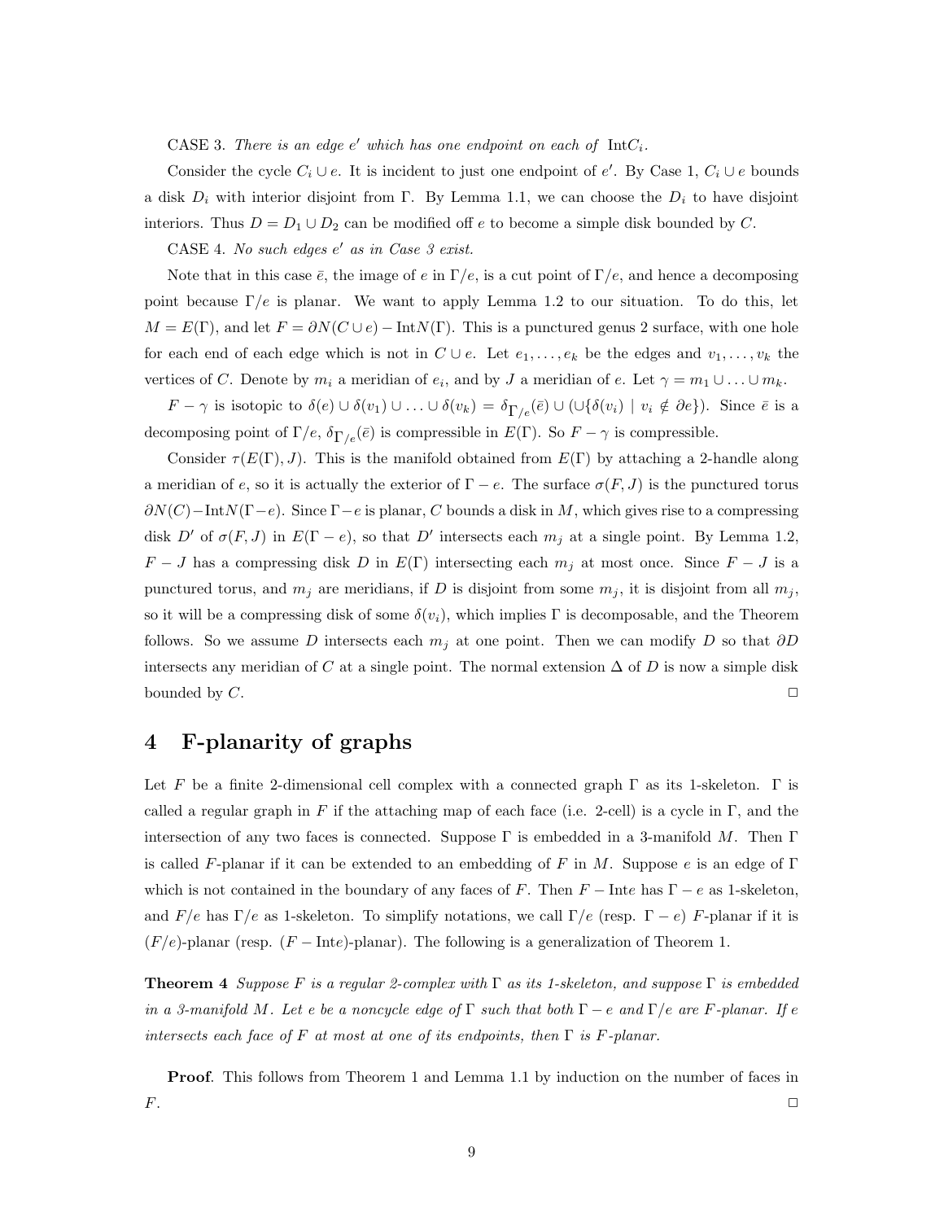CASE 3. *There is an edge $e'$ which has one endpoint on each of* $\text{Int}C_i$.

Consider the cycle $C_i \cup e$. It is incident to just one endpoint of $e'$. By Case 1, $C_i \cup e$ bounds a disk $D_i$ with interior disjoint from $\Gamma$. By Lemma 1.1, we can choose the $D_i$ to have disjoint interiors. Thus $D = D_1 \cup D_2$ can be modified off $e$ to become a simple disk bounded by $C$.

CASE 4. *No such edges $e'$ as in Case 3 exist.*

Note that in this case $\bar{e}$, the image of $e$ in $\Gamma/e$, is a cut point of $\Gamma/e$, and hence a decomposing point because $\Gamma/e$ is planar. We want to apply Lemma 1.2 to our situation. To do this, let $M = E(\Gamma)$, and let $F = \partial N(C \cup e) - \text{Int}N(\Gamma)$. This is a punctured genus 2 surface, with one hole for each end of each edge which is not in $C \cup e$. Let $e_1, \ldots, e_k$ be the edges and $v_1, \ldots, v_k$ the vertices of $C$. Denote by $m_i$ a meridian of $e_i$, and by $J$ a meridian of $e$. Let $\gamma = m_1 \cup \ldots \cup m_k$.

$F - \gamma$ is isotopic to $\delta(e) \cup \delta(v_1) \cup \ldots \cup \delta(v_k) = \delta_{\Gamma/e}(\bar{e}) \cup (\cup\{\delta(v_i) \mid v_i \notin \partial e\})$. Since $\bar{e}$ is a decomposing point of $\Gamma/e$, $\delta_{\Gamma/e}(\bar{e})$ is compressible in $E(\Gamma)$. So $F - \gamma$ is compressible.

Consider $\tau(E(\Gamma), J)$. This is the manifold obtained from $E(\Gamma)$ by attaching a 2-handle along a meridian of $e$, so it is actually the exterior of $\Gamma - e$. The surface $\sigma(F, J)$ is the punctured torus $\partial N(C) - \text{Int}N(\Gamma - e)$. Since $\Gamma - e$ is planar, $C$ bounds a disk in $M$, which gives rise to a compressing disk $D'$ of $\sigma(F, J)$ in $E(\Gamma - e)$, so that $D'$ intersects each $m_j$ at a single point. By Lemma 1.2, $F - J$ has a compressing disk $D$ in $E(\Gamma)$ intersecting each $m_j$ at most once. Since $F - J$ is a punctured torus, and $m_j$ are meridians, if $D$ is disjoint from some $m_j$, it is disjoint from all $m_j$, so it will be a compressing disk of some $\delta(v_i)$, which implies $\Gamma$ is decomposable, and the Theorem follows. So we assume $D$ intersects each $m_j$ at one point. Then we can modify $D$ so that $\partial D$ intersects any meridian of $C$ at a single point. The normal extension $\Delta$ of $D$ is now a simple disk bounded by $C$. □

# 4 F-planarity of graphs

Let $F$ be a finite 2-dimensional cell complex with a connected graph $\Gamma$ as its 1-skeleton. $\Gamma$ is called a regular graph in $F$ if the attaching map of each face (i.e. 2-cell) is a cycle in $\Gamma$, and the intersection of any two faces is connected. Suppose $\Gamma$ is embedded in a 3-manifold $M$. Then $\Gamma$ is called $F$-planar if it can be extended to an embedding of $F$ in $M$. Suppose $e$ is an edge of $\Gamma$ which is not contained in the boundary of any faces of $F$. Then $F - \text{Int}e$ has $\Gamma - e$ as 1-skeleton, and $F/e$ has $\Gamma/e$ as 1-skeleton. To simplify notations, we call $\Gamma/e$ (resp. $\Gamma - e$) $F$-planar if it is $(F/e)$-planar (resp. $(F - \text{Int}e)$-planar). The following is a generalization of Theorem 1.

**Theorem 4** *Suppose $F$ is a regular 2-complex with $\Gamma$ as its 1-skeleton, and suppose $\Gamma$ is embedded in a 3-manifold $M$. Let $e$ be a noncycle edge of $\Gamma$ such that both $\Gamma - e$ and $\Gamma/e$ are $F$-planar. If $e$ intersects each face of $F$ at most at one of its endpoints, then $\Gamma$ is $F$-planar.*

**Proof**. This follows from Theorem 1 and Lemma 1.1 by induction on the number of faces in $F$. □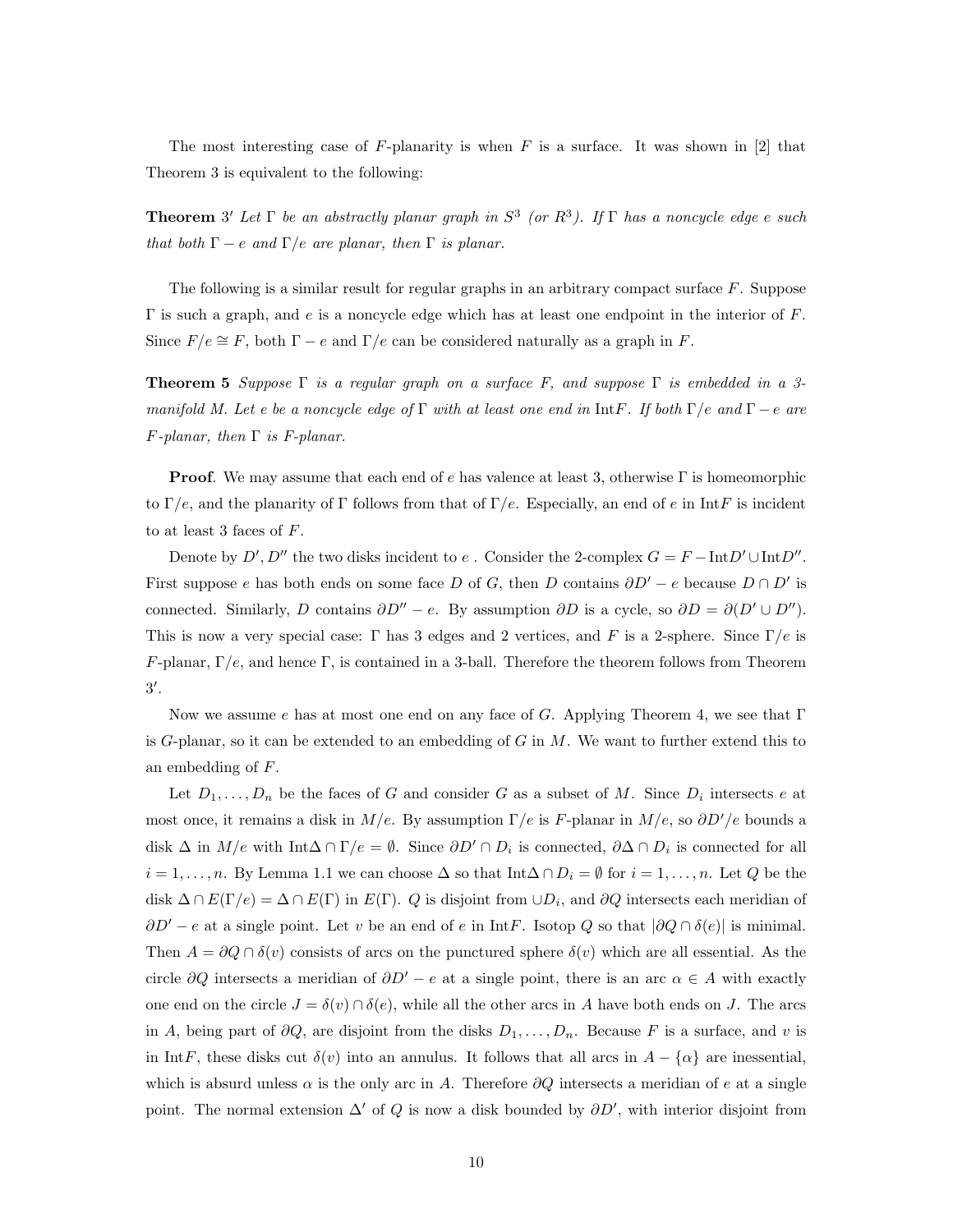The most interesting case of $F$-planarity is when $F$ is a surface. It was shown in [2] that Theorem 3 is equivalent to the following:

**Theorem** $3'$ *Let* $\Gamma$ *be an abstractly planar graph in* $S^3$ *(or* $R^3$*). If* $\Gamma$ *has a noncycle edge* $e$ *such that both* $\Gamma - e$ *and* $\Gamma/e$ *are planar, then* $\Gamma$ *is planar.*

The following is a similar result for regular graphs in an arbitrary compact surface $F$. Suppose $\Gamma$ is such a graph, and $e$ is a noncycle edge which has at least one endpoint in the interior of $F$. Since $F/e \cong F$, both $\Gamma - e$ and $\Gamma/e$ can be considered naturally as a graph in $F$.

**Theorem 5** *Suppose* $\Gamma$ *is a regular graph on a surface* $F$*, and suppose* $\Gamma$ *is embedded in a 3-manifold* $M$*. Let* $e$ *be a noncycle edge of* $\Gamma$ *with at least one end in* $\text{Int}F$*. If both* $\Gamma/e$ *and* $\Gamma - e$ *are* $F$*-planar, then* $\Gamma$ *is* $F$*-planar.*

**Proof**. We may assume that each end of $e$ has valence at least 3, otherwise $\Gamma$ is homeomorphic to $\Gamma/e$, and the planarity of $\Gamma$ follows from that of $\Gamma/e$. Especially, an end of $e$ in $\text{Int}F$ is incident to at least 3 faces of $F$.

Denote by $D', D''$ the two disks incident to $e$ . Consider the 2-complex $G = F - \text{Int}D' \cup \text{Int}D''$. First suppose $e$ has both ends on some face $D$ of $G$, then $D$ contains $\partial D' - e$ because $D \cap D'$ is connected. Similarly, $D$ contains $\partial D'' - e$. By assumption $\partial D$ is a cycle, so $\partial D = \partial(D' \cup D'')$. This is now a very special case: $\Gamma$ has 3 edges and 2 vertices, and $F$ is a 2-sphere. Since $\Gamma/e$ is $F$-planar, $\Gamma/e$, and hence $\Gamma$, is contained in a 3-ball. Therefore the theorem follows from Theorem $3'$.

Now we assume $e$ has at most one end on any face of $G$. Applying Theorem 4, we see that $\Gamma$ is $G$-planar, so it can be extended to an embedding of $G$ in $M$. We want to further extend this to an embedding of $F$.

Let $D_1, \ldots, D_n$ be the faces of $G$ and consider $G$ as a subset of $M$. Since $D_i$ intersects $e$ at most once, it remains a disk in $M/e$. By assumption $\Gamma/e$ is $F$-planar in $M/e$, so $\partial D'/e$ bounds a disk $\Delta$ in $M/e$ with $\text{Int}\Delta \cap \Gamma/e = \emptyset$. Since $\partial D' \cap D_i$ is connected, $\partial \Delta \cap D_i$ is connected for all $i = 1, \ldots, n$. By Lemma 1.1 we can choose $\Delta$ so that $\text{Int}\Delta \cap D_i = \emptyset$ for $i = 1, \ldots, n$. Let $Q$ be the disk $\Delta \cap E(\Gamma/e) = \Delta \cap E(\Gamma)$ in $E(\Gamma)$. $Q$ is disjoint from $\cup D_i$, and $\partial Q$ intersects each meridian of $\partial D' - e$ at a single point. Let $v$ be an end of $e$ in $\text{Int}F$. Isotop $Q$ so that $|\partial Q \cap \delta(e)|$ is minimal. Then $A = \partial Q \cap \delta(v)$ consists of arcs on the punctured sphere $\delta(v)$ which are all essential. As the circle $\partial Q$ intersects a meridian of $\partial D' - e$ at a single point, there is an arc $\alpha \in A$ with exactly one end on the circle $J = \delta(v) \cap \delta(e)$, while all the other arcs in $A$ have both ends on $J$. The arcs in $A$, being part of $\partial Q$, are disjoint from the disks $D_1, \ldots, D_n$. Because $F$ is a surface, and $v$ is in $\text{Int}F$, these disks cut $\delta(v)$ into an annulus. It follows that all arcs in $A - \{\alpha\}$ are inessential, which is absurd unless $\alpha$ is the only arc in $A$. Therefore $\partial Q$ intersects a meridian of $e$ at a single point. The normal extension $\Delta'$ of $Q$ is now a disk bounded by $\partial D'$, with interior disjoint from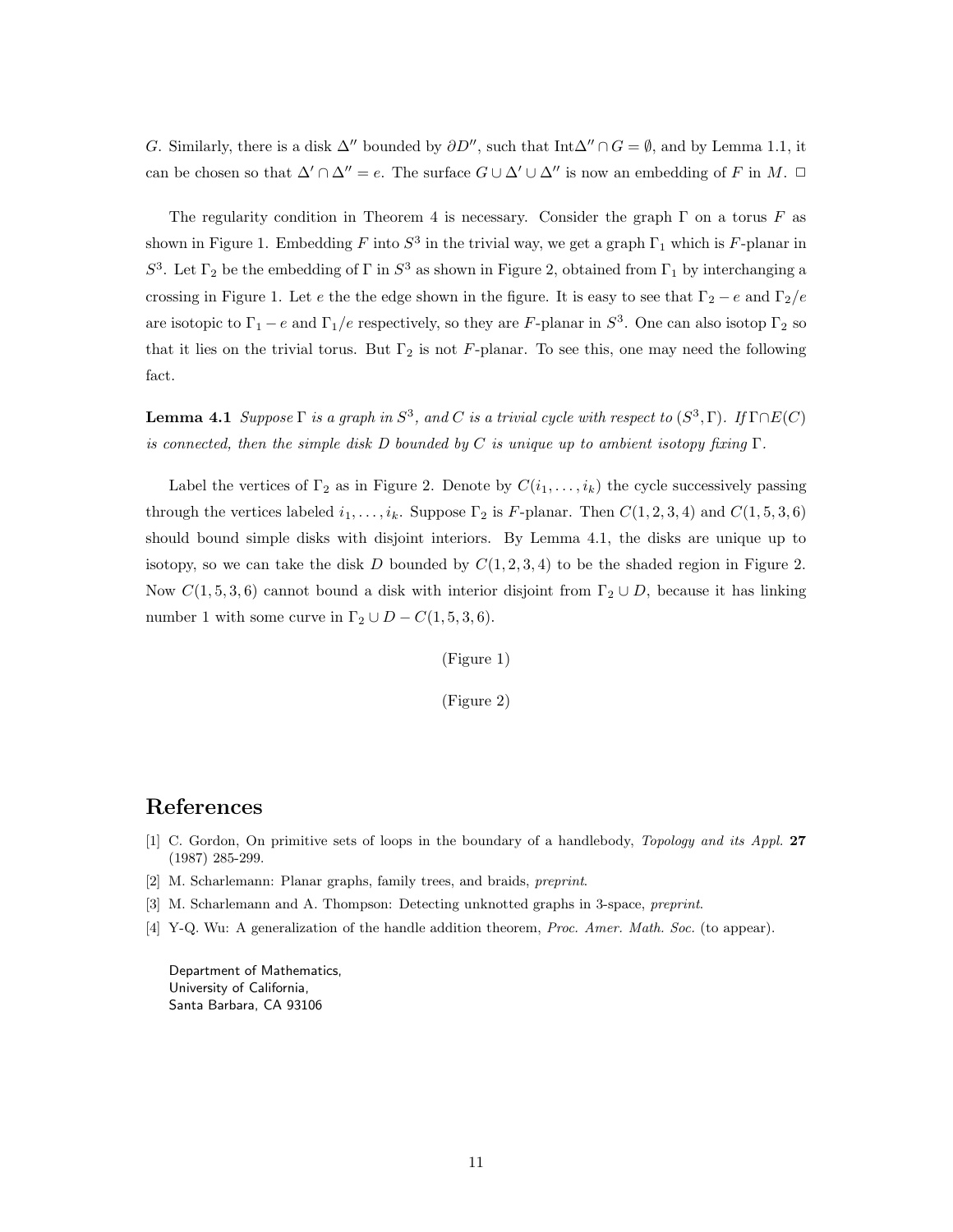$G$. Similarly, there is a disk $\Delta''$ bounded by $\partial D''$, such that $\text{Int}\Delta'' \cap G = \emptyset$, and by Lemma 1.1, it can be chosen so that $\Delta' \cap \Delta'' = e$. The surface $G \cup \Delta' \cup \Delta''$ is now an embedding of $F$ in $M$. $\square$

The regularity condition in Theorem 4 is necessary. Consider the graph $\Gamma$ on a torus $F$ as shown in Figure 1. Embedding $F$ into $S^3$ in the trivial way, we get a graph $\Gamma_1$ which is $F$-planar in $S^3$. Let $\Gamma_2$ be the embedding of $\Gamma$ in $S^3$ as shown in Figure 2, obtained from $\Gamma_1$ by interchanging a crossing in Figure 1. Let $e$ the the edge shown in the figure. It is easy to see that $\Gamma_2 - e$ and $\Gamma_2/e$ are isotopic to $\Gamma_1 - e$ and $\Gamma_1/e$ respectively, so they are $F$-planar in $S^3$. One can also isotop $\Gamma_2$ so that it lies on the trivial torus. But $\Gamma_2$ is not $F$-planar. To see this, one may need the following fact.

**Lemma 4.1** *Suppose $\Gamma$ is a graph in $S^3$, and $C$ is a trivial cycle with respect to $(S^3, \Gamma)$. If $\Gamma \cap E(C)$ is connected, then the simple disk $D$ bounded by $C$ is unique up to ambient isotopy fixing $\Gamma$.*

Label the vertices of $\Gamma_2$ as in Figure 2. Denote by $C(i_1, \ldots, i_k)$ the cycle successively passing through the vertices labeled $i_1, \ldots, i_k$. Suppose $\Gamma_2$ is $F$-planar. Then $C(1, 2, 3, 4)$ and $C(1, 5, 3, 6)$ should bound simple disks with disjoint interiors. By Lemma 4.1, the disks are unique up to isotopy, so we can take the disk $D$ bounded by $C(1, 2, 3, 4)$ to be the shaded region in Figure 2. Now $C(1, 5, 3, 6)$ cannot bound a disk with interior disjoint from $\Gamma_2 \cup D$, because it has linking number 1 with some curve in $\Gamma_2 \cup D - C(1, 5, 3, 6)$.

(Figure 1)

(Figure 2)

# References

[1] C. Gordon, On primitive sets of loops in the boundary of a handlebody, *Topology and its Appl.* **27** (1987) 285-299.

[2] M. Scharlemann: Planar graphs, family trees, and braids, *preprint*.

[3] M. Scharlemann and A. Thompson: Detecting unknotted graphs in 3-space, *preprint*.

[4] Y-Q. Wu: A generalization of the handle addition theorem, *Proc. Amer. Math. Soc.* (to appear).

Department of Mathematics,
University of California,
Santa Barbara, CA 93106